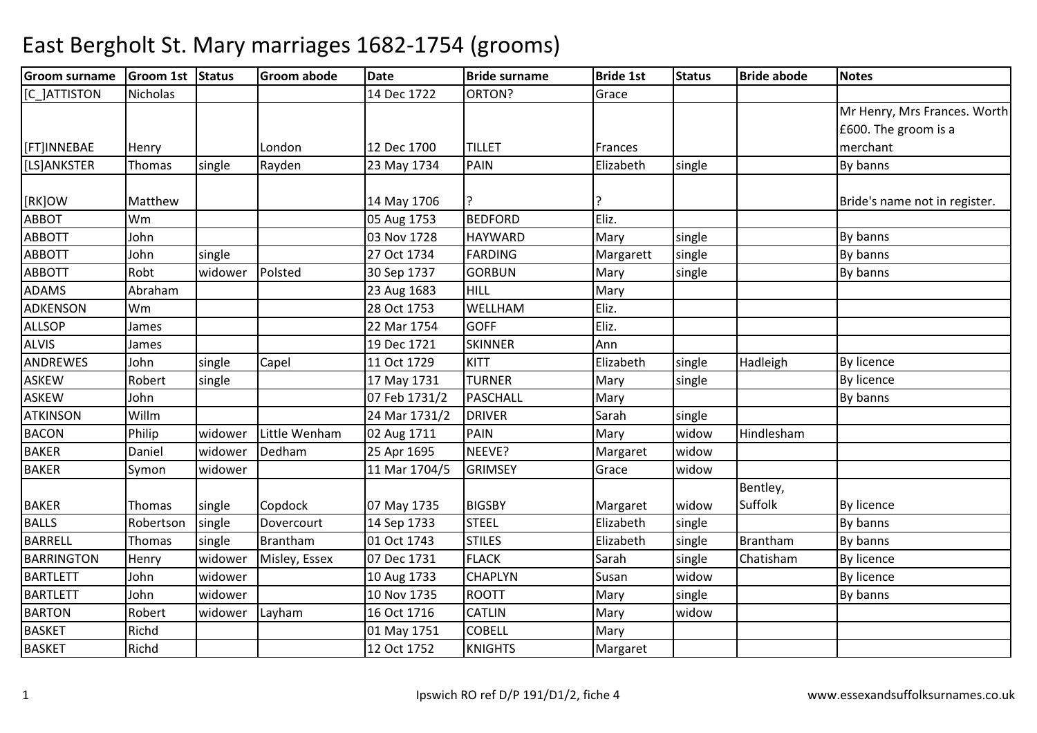# East Bergholt St. Mary marriages 1682-1754 (grooms)

| Groom surname | Groom 1st | Status | Groom abode | Date | Bride surname | Bride 1st | Status | Bride abode | Notes |
|---|---|---|---|---|---|---|---|---|---|
| [C_]ATTISTON | Nicholas | | | 14 Dec 1722 | ORTON? | Grace | | | |
| [FT]INNEBAE | Henry | | London | 12 Dec 1700 | TILLET | Frances | | | Mr Henry, Mrs Frances. Worth £600. The groom is a merchant |
| [LS]ANKSTER | Thomas | single | Rayden | 23 May 1734 | PAIN | Elizabeth | single | | By banns |
| [RK]OW | Matthew | | | 14 May 1706 | ? | ? | | | Bride's name not in register. |
| ABBOT | Wm | | | 05 Aug 1753 | BEDFORD | Eliz. | | | |
| ABBOTT | John | | | 03 Nov 1728 | HAYWARD | Mary | single | | By banns |
| ABBOTT | John | single | | 27 Oct 1734 | FARDING | Margarett | single | | By banns |
| ABBOTT | Robt | widower | Polsted | 30 Sep 1737 | GORBUN | Mary | single | | By banns |
| ADAMS | Abraham | | | 23 Aug 1683 | HILL | Mary | | | |
| ADKENSON | Wm | | | 28 Oct 1753 | WELLHAM | Eliz. | | | |
| ALLSOP | James | | | 22 Mar 1754 | GOFF | Eliz. | | | |
| ALVIS | James | | | 19 Dec 1721 | SKINNER | Ann | | | |
| ANDREWES | John | single | Capel | 11 Oct 1729 | KITT | Elizabeth | single | Hadleigh | By licence |
| ASKEW | Robert | single | | 17 May 1731 | TURNER | Mary | single | | By licence |
| ASKEW | John | | | 07 Feb 1731/2 | PASCHALL | Mary | | | By banns |
| ATKINSON | Willm | | | 24 Mar 1731/2 | DRIVER | Sarah | single | | |
| BACON | Philip | widower | Little Wenham | 02 Aug 1711 | PAIN | Mary | widow | Hindlesham | |
| BAKER | Daniel | widower | Dedham | 25 Apr 1695 | NEEVE? | Margaret | widow | | |
| BAKER | Symon | widower | | 11 Mar 1704/5 | GRIMSEY | Grace | widow | | |
| BAKER | Thomas | single | Copdock | 07 May 1735 | BIGSBY | Margaret | widow | Bentley, Suffolk | By licence |
| BALLS | Robertson | single | Dovercourt | 14 Sep 1733 | STEEL | Elizabeth | single | | By banns |
| BARRELL | Thomas | single | Brantham | 01 Oct 1743 | STILES | Elizabeth | single | Brantham | By banns |
| BARRINGTON | Henry | widower | Misley, Essex | 07 Dec 1731 | FLACK | Sarah | single | Chatisham | By licence |
| BARTLETT | John | widower | | 10 Aug 1733 | CHAPLYN | Susan | widow | | By licence |
| BARTLETT | John | widower | | 10 Nov 1735 | ROOTT | Mary | single | | By banns |
| BARTON | Robert | widower | Layham | 16 Oct 1716 | CATLIN | Mary | widow | | |
| BASKET | Richd | | | 01 May 1751 | COBELL | Mary | | | |
| BASKET | Richd | | | 12 Oct 1752 | KNIGHTS | Margaret | | | |

Ipswich RO ref D/P 191/D1/2, fiche 4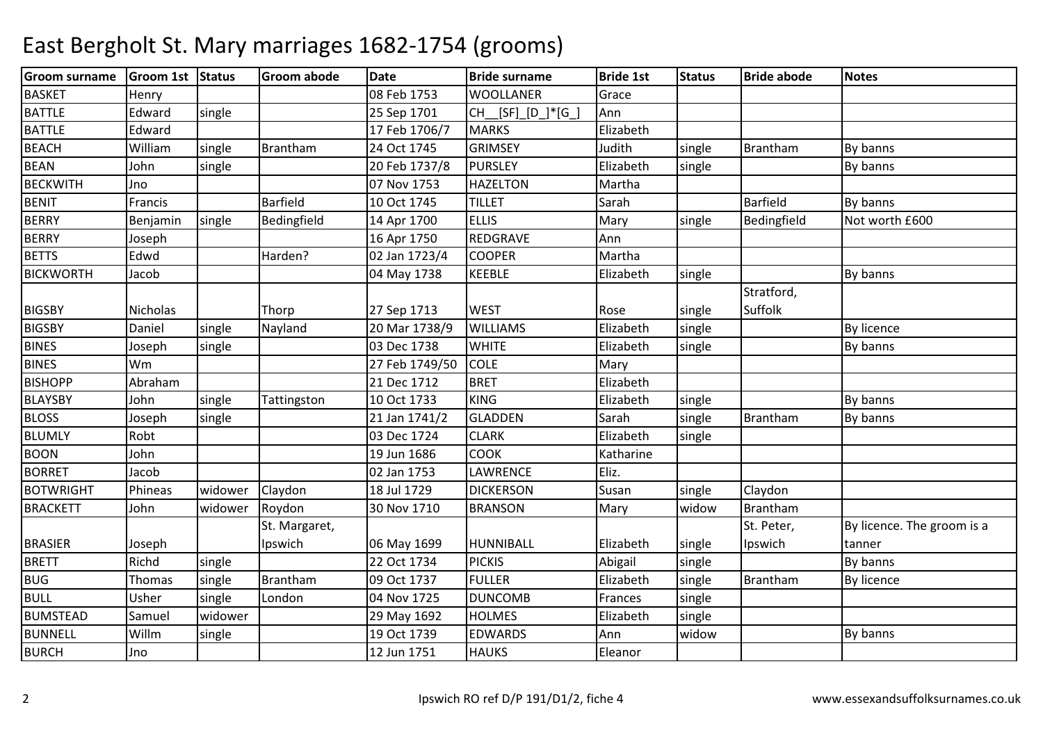# East Bergholt St. Mary marriages 1682-1754 (grooms)

| Groom surname | Groom 1st | Status | Groom abode | Date | Bride surname | Bride 1st | Status | Bride abode | Notes |
|---|---|---|---|---|---|---|---|---|---|
| BASKET | Henry | | | 08 Feb 1753 | WOOLLANER | Grace | | | |
| BATTLE | Edward | single | | 25 Sep 1701 | CH__[SF]_[D_]*[G_] | Ann | | | |
| BATTLE | Edward | | | 17 Feb 1706/7 | MARKS | Elizabeth | | | |
| BEACH | William | single | Brantham | 24 Oct 1745 | GRIMSEY | Judith | single | Brantham | By banns |
| BEAN | John | single | | 20 Feb 1737/8 | PURSLEY | Elizabeth | single | | By banns |
| BECKWITH | Jno | | | 07 Nov 1753 | HAZELTON | Martha | | | |
| BENIT | Francis | | Barfield | 10 Oct 1745 | TILLET | Sarah | | Barfield | By banns |
| BERRY | Benjamin | single | Bedingfield | 14 Apr 1700 | ELLIS | Mary | single | Bedingfield | Not worth £600 |
| BERRY | Joseph | | | 16 Apr 1750 | REDGRAVE | Ann | | | |
| BETTS | Edwd | | Harden? | 02 Jan 1723/4 | COOPER | Martha | | | |
| BICKWORTH | Jacob | | | 04 May 1738 | KEEBLE | Elizabeth | single | | By banns |
| BIGSBY | Nicholas | | Thorp | 27 Sep 1713 | WEST | Rose | single | Stratford, Suffolk | |
| BIGSBY | Daniel | single | Nayland | 20 Mar 1738/9 | WILLIAMS | Elizabeth | single | | By licence |
| BINES | Joseph | single | | 03 Dec 1738 | WHITE | Elizabeth | single | | By banns |
| BINES | Wm | | | 27 Feb 1749/50 | COLE | Mary | | | |
| BISHOPP | Abraham | | | 21 Dec 1712 | BRET | Elizabeth | | | |
| BLAYSBY | John | single | Tattingston | 10 Oct 1733 | KING | Elizabeth | single | | By banns |
| BLOSS | Joseph | single | | 21 Jan 1741/2 | GLADDEN | Sarah | single | Brantham | By banns |
| BLUMLY | Robt | | | 03 Dec 1724 | CLARK | Elizabeth | single | | |
| BOON | John | | | 19 Jun 1686 | COOK | Katharine | | | |
| BORRET | Jacob | | | 02 Jan 1753 | LAWRENCE | Eliz. | | | |
| BOTWRIGHT | Phineas | widower | Claydon | 18 Jul 1729 | DICKERSON | Susan | single | Claydon | |
| BRACKETT | John | widower | Roydon | 30 Nov 1710 | BRANSON | Mary | widow | Brantham | |
| BRASIER | Joseph | | St. Margaret, Ipswich | 06 May 1699 | HUNNIBALL | Elizabeth | single | St. Peter, Ipswich | By licence. The groom is a tanner |
| BRETT | Richd | single | | 22 Oct 1734 | PICKIS | Abigail | single | | By banns |
| BUG | Thomas | single | Brantham | 09 Oct 1737 | FULLER | Elizabeth | single | Brantham | By licence |
| BULL | Usher | single | London | 04 Nov 1725 | DUNCOMB | Frances | single | | |
| BUMSTEAD | Samuel | widower | | 29 May 1692 | HOLMES | Elizabeth | single | | |
| BUNNELL | Willm | single | | 19 Oct 1739 | EDWARDS | Ann | widow | | By banns |
| BURCH | Jno | | | 12 Jun 1751 | HAUKS | Eleanor | | | |

Ipswich RO ref D/P 191/D1/2, fiche 4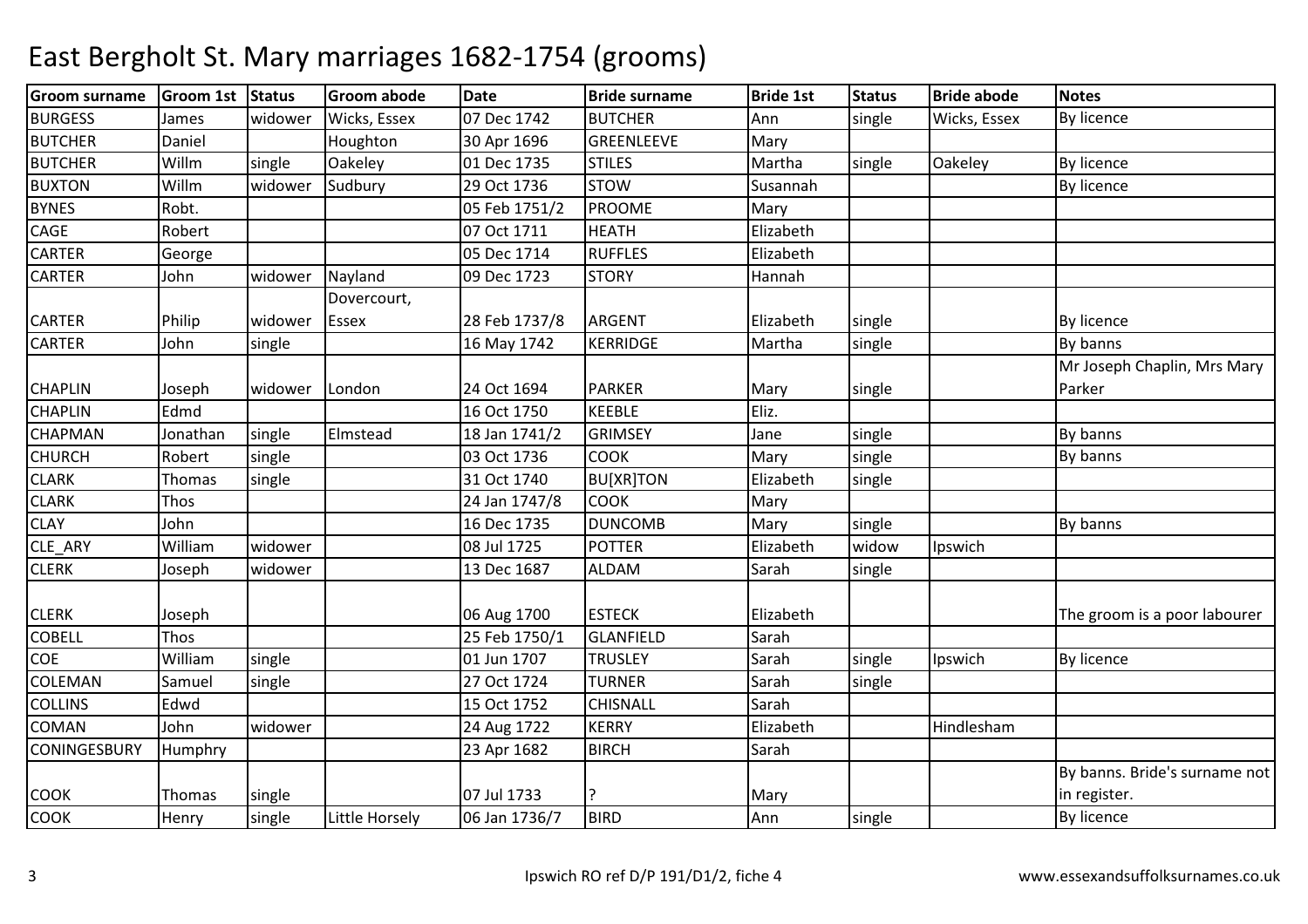# East Bergholt St. Mary marriages 1682-1754 (grooms)

| Groom surname | Groom 1st | Status | Groom abode | Date | Bride surname | Bride 1st | Status | Bride abode | Notes |
|---|---|---|---|---|---|---|---|---|---|
| BURGESS | James | widower | Wicks, Essex | 07 Dec 1742 | BUTCHER | Ann | single | Wicks, Essex | By licence |
| BUTCHER | Daniel | | Houghton | 30 Apr 1696 | GREENLEEVE | Mary | | | |
| BUTCHER | Willm | single | Oakeley | 01 Dec 1735 | STILES | Martha | single | Oakeley | By licence |
| BUXTON | Willm | widower | Sudbury | 29 Oct 1736 | STOW | Susannah | | | By licence |
| BYNES | Robt. | | | 05 Feb 1751/2 | PROOME | Mary | | | |
| CAGE | Robert | | | 07 Oct 1711 | HEATH | Elizabeth | | | |
| CARTER | George | | | 05 Dec 1714 | RUFFLES | Elizabeth | | | |
| CARTER | John | widower | Nayland | 09 Dec 1723 | STORY | Hannah | | | |
| CARTER | Philip | widower | Dovercourt, Essex | 28 Feb 1737/8 | ARGENT | Elizabeth | single | | By licence |
| CARTER | John | single | | 16 May 1742 | KERRIDGE | Martha | single | | By banns |
| CHAPLIN | Joseph | widower | London | 24 Oct 1694 | PARKER | Mary | single | | Mr Joseph Chaplin, Mrs Mary Parker |
| CHAPLIN | Edmd | | | 16 Oct 1750 | KEEBLE | Eliz. | | | |
| CHAPMAN | Jonathan | single | Elmstead | 18 Jan 1741/2 | GRIMSEY | Jane | single | | By banns |
| CHURCH | Robert | single | | 03 Oct 1736 | COOK | Mary | single | | By banns |
| CLARK | Thomas | single | | 31 Oct 1740 | BU[XR]TON | Elizabeth | single | | |
| CLARK | Thos | | | 24 Jan 1747/8 | COOK | Mary | | | |
| CLAY | John | | | 16 Dec 1735 | DUNCOMB | Mary | single | | By banns |
| CLE_ARY | William | widower | | 08 Jul 1725 | POTTER | Elizabeth | widow | Ipswich | |
| CLERK | Joseph | widower | | 13 Dec 1687 | ALDAM | Sarah | single | | |
| CLERK | Joseph | | | 06 Aug 1700 | ESTECK | Elizabeth | | | The groom is a poor labourer |
| COBELL | Thos | | | 25 Feb 1750/1 | GLANFIELD | Sarah | | | |
| COE | William | single | | 01 Jun 1707 | TRUSLEY | Sarah | single | Ipswich | By licence |
| COLEMAN | Samuel | single | | 27 Oct 1724 | TURNER | Sarah | single | | |
| COLLINS | Edwd | | | 15 Oct 1752 | CHISNALL | Sarah | | | |
| COMAN | John | widower | | 24 Aug 1722 | KERRY | Elizabeth | | Hindlesham | |
| CONINGESBURY | Humphry | | | 23 Apr 1682 | BIRCH | Sarah | | | |
| COOK | Thomas | single | | 07 Jul 1733 | ? | Mary | | | By banns. Bride's surname not in register. |
| COOK | Henry | single | Little Horsely | 06 Jan 1736/7 | BIRD | Ann | single | | By licence |

Ipswich RO ref D/P 191/D1/2, fiche 4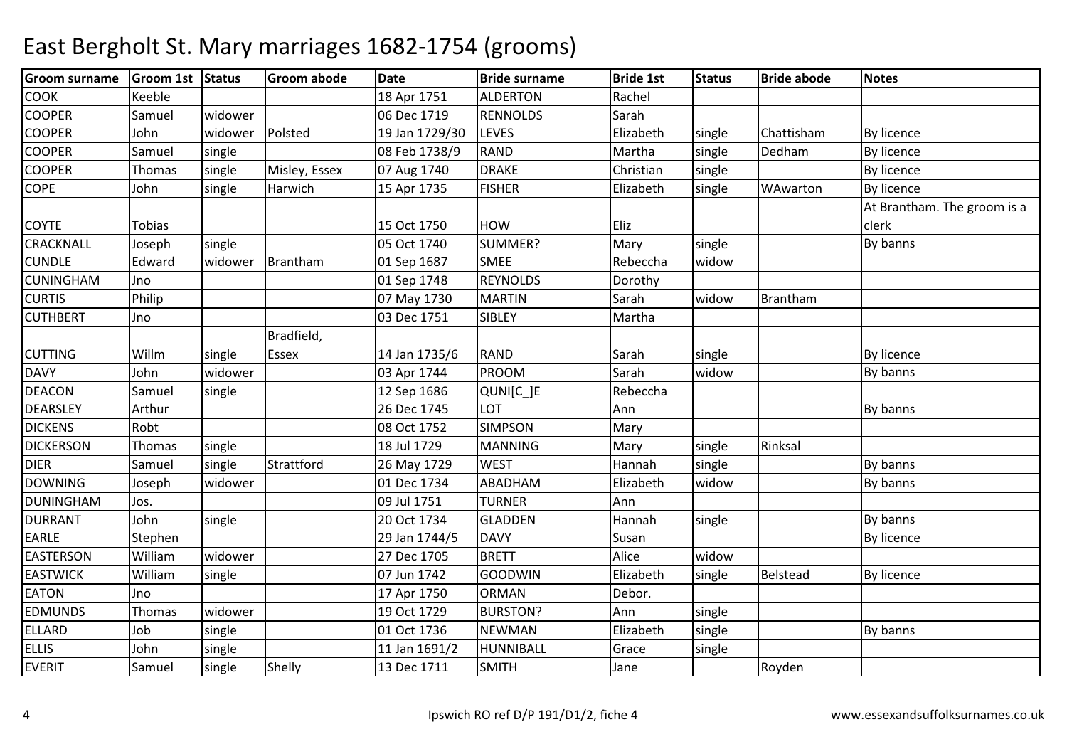# East Bergholt St. Mary marriages 1682-1754 (grooms)

| Groom surname | Groom 1st | Status | Groom abode | Date | Bride surname | Bride 1st | Status | Bride abode | Notes |
|---|---|---|---|---|---|---|---|---|---|
| COOK | Keeble | | | 18 Apr 1751 | ALDERTON | Rachel | | | |
| COOPER | Samuel | widower | | 06 Dec 1719 | RENNOLDS | Sarah | | | |
| COOPER | John | widower | Polsted | 19 Jan 1729/30 | LEVES | Elizabeth | single | Chattisham | By licence |
| COOPER | Samuel | single | | 08 Feb 1738/9 | RAND | Martha | single | Dedham | By licence |
| COOPER | Thomas | single | Misley, Essex | 07 Aug 1740 | DRAKE | Christian | single | | By licence |
| COPE | John | single | Harwich | 15 Apr 1735 | FISHER | Elizabeth | single | WAwarton | By licence |
| COYTE | Tobias | | | 15 Oct 1750 | HOW | Eliz | | | At Brantham. The groom is a clerk |
| CRACKNALL | Joseph | single | | 05 Oct 1740 | SUMMER? | Mary | single | | By banns |
| CUNDLE | Edward | widower | Brantham | 01 Sep 1687 | SMEE | Rebeccha | widow | | |
| CUNINGHAM | Jno | | | 01 Sep 1748 | REYNOLDS | Dorothy | | | |
| CURTIS | Philip | | | 07 May 1730 | MARTIN | Sarah | widow | Brantham | |
| CUTHBERT | Jno | | | 03 Dec 1751 | SIBLEY | Martha | | | |
| CUTTING | Willm | single | Bradfield, Essex | 14 Jan 1735/6 | RAND | Sarah | single | | By licence |
| DAVY | John | widower | | 03 Apr 1744 | PROOM | Sarah | widow | | By banns |
| DEACON | Samuel | single | | 12 Sep 1686 | QUNI[C_]E | Rebeccha | | | |
| DEARSLEY | Arthur | | | 26 Dec 1745 | LOT | Ann | | | By banns |
| DICKENS | Robt | | | 08 Oct 1752 | SIMPSON | Mary | | | |
| DICKERSON | Thomas | single | | 18 Jul 1729 | MANNING | Mary | single | Rinksal | |
| DIER | Samuel | single | Strattford | 26 May 1729 | WEST | Hannah | single | | By banns |
| DOWNING | Joseph | widower | | 01 Dec 1734 | ABADHAM | Elizabeth | widow | | By banns |
| DUNINGHAM | Jos. | | | 09 Jul 1751 | TURNER | Ann | | | |
| DURRANT | John | single | | 20 Oct 1734 | GLADDEN | Hannah | single | | By banns |
| EARLE | Stephen | | | 29 Jan 1744/5 | DAVY | Susan | | | By licence |
| EASTERSON | William | widower | | 27 Dec 1705 | BRETT | Alice | widow | | |
| EASTWICK | William | single | | 07 Jun 1742 | GOODWIN | Elizabeth | single | Belstead | By licence |
| EATON | Jno | | | 17 Apr 1750 | ORMAN | Debor. | | | |
| EDMUNDS | Thomas | widower | | 19 Oct 1729 | BURSTON? | Ann | single | | |
| ELLARD | Job | single | | 01 Oct 1736 | NEWMAN | Elizabeth | single | | By banns |
| ELLIS | John | single | | 11 Jan 1691/2 | HUNNIBALL | Grace | single | | |
| EVERIT | Samuel | single | Shelly | 13 Dec 1711 | SMITH | Jane | | Royden | |

Ipswich RO ref D/P 191/D1/2, fiche 4

www.essexandsuffolksurnames.co.uk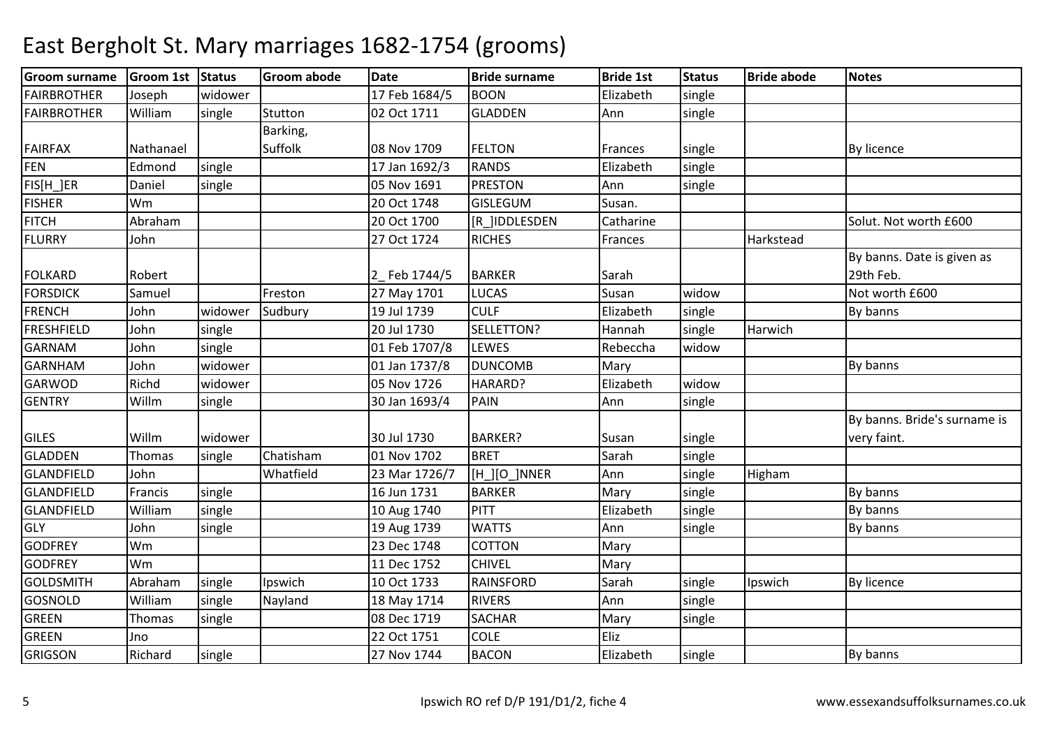# East Bergholt St. Mary marriages 1682-1754 (grooms)

| Groom surname | Groom 1st | Status | Groom abode | Date | Bride surname | Bride 1st | Status | Bride abode | Notes |
|---|---|---|---|---|---|---|---|---|---|
| FAIRBROTHER | Joseph | widower | | 17 Feb 1684/5 | BOON | Elizabeth | single | | |
| FAIRBROTHER | William | single | Stutton | 02 Oct 1711 | GLADDEN | Ann | single | | |
| FAIRFAX | Nathanael | | Barking, Suffolk | 08 Nov 1709 | FELTON | Frances | single | | By licence |
| FEN | Edmond | single | | 17 Jan 1692/3 | RANDS | Elizabeth | single | | |
| FIS[H_]ER | Daniel | single | | 05 Nov 1691 | PRESTON | Ann | single | | |
| FISHER | Wm | | | 20 Oct 1748 | GISLEGUM | Susan. | | | |
| FITCH | Abraham | | | 20 Oct 1700 | [R_]IDDLESDEN | Catharine | | | Solut. Not worth £600 |
| FLURRY | John | | | 27 Oct 1724 | RICHES | Frances | | Harkstead | |
| FOLKARD | Robert | | | 2_ Feb 1744/5 | BARKER | Sarah | | | By banns. Date is given as 29th Feb. |
| FORSDICK | Samuel | | Freston | 27 May 1701 | LUCAS | Susan | widow | | Not worth £600 |
| FRENCH | John | widower | Sudbury | 19 Jul 1739 | CULF | Elizabeth | single | | By banns |
| FRESHFIELD | John | single | | 20 Jul 1730 | SELLETTON? | Hannah | single | Harwich | |
| GARNAM | John | single | | 01 Feb 1707/8 | LEWES | Rebeccha | widow | | |
| GARNHAM | John | widower | | 01 Jan 1737/8 | DUNCOMB | Mary | | | By banns |
| GARWOD | Richd | widower | | 05 Nov 1726 | HARARD? | Elizabeth | widow | | |
| GENTRY | Willm | single | | 30 Jan 1693/4 | PAIN | Ann | single | | |
| GILES | Willm | widower | | 30 Jul 1730 | BARKER? | Susan | single | | By banns. Bride's surname is very faint. |
| GLADDEN | Thomas | single | Chatisham | 01 Nov 1702 | BRET | Sarah | single | | |
| GLANDFIELD | John | | Whatfield | 23 Mar 1726/7 | [H_][O_]NNER | Ann | single | Higham | |
| GLANDFIELD | Francis | single | | 16 Jun 1731 | BARKER | Mary | single | | By banns |
| GLANDFIELD | William | single | | 10 Aug 1740 | PITT | Elizabeth | single | | By banns |
| GLY | John | single | | 19 Aug 1739 | WATTS | Ann | single | | By banns |
| GODFREY | Wm | | | 23 Dec 1748 | COTTON | Mary | | | |
| GODFREY | Wm | | | 11 Dec 1752 | CHIVEL | Mary | | | |
| GOLDSMITH | Abraham | single | Ipswich | 10 Oct 1733 | RAINSFORD | Sarah | single | Ipswich | By licence |
| GOSNOLD | William | single | Nayland | 18 May 1714 | RIVERS | Ann | single | | |
| GREEN | Thomas | single | | 08 Dec 1719 | SACHAR | Mary | single | | |
| GREEN | Jno | | | 22 Oct 1751 | COLE | Eliz | | | |
| GRIGSON | Richard | single | | 27 Nov 1744 | BACON | Elizabeth | single | | By banns |

Ipswich RO ref D/P 191/D1/2, fiche 4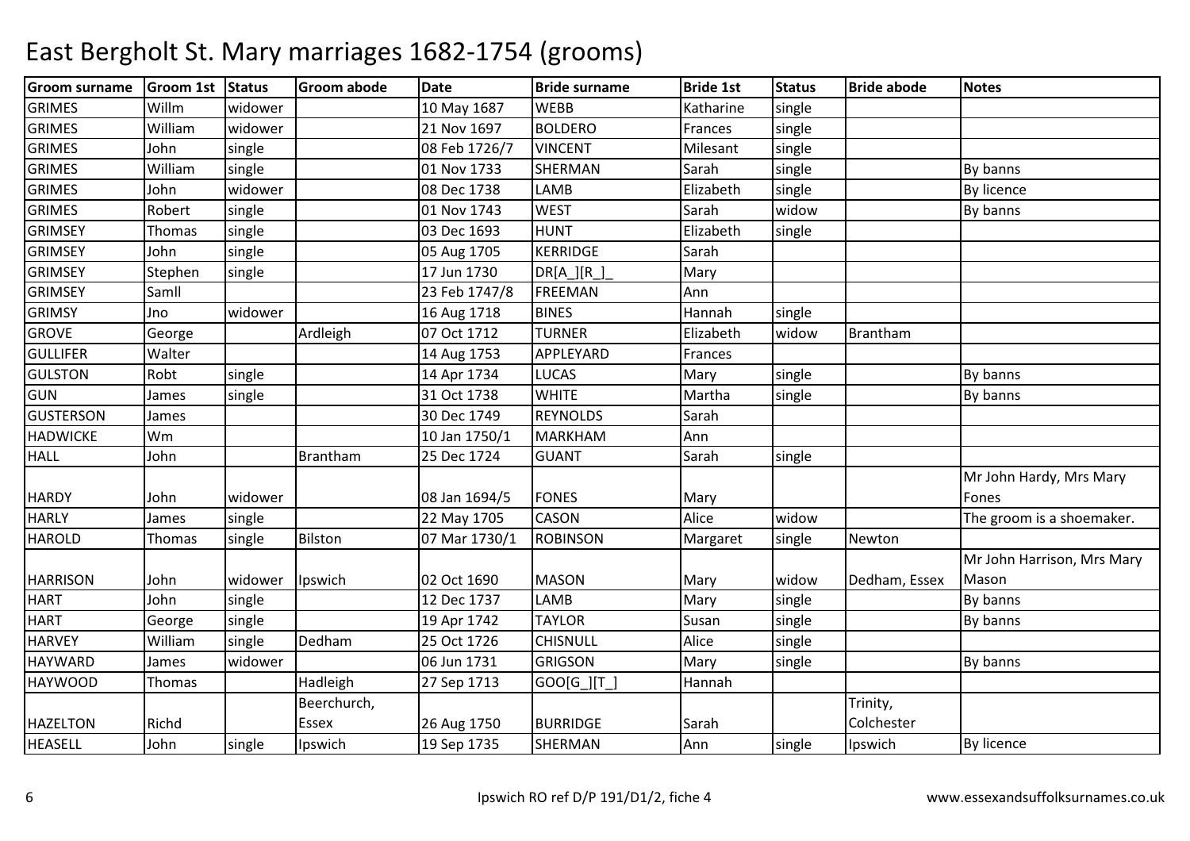# East Bergholt St. Mary marriages 1682-1754 (grooms)

| Groom surname | Groom 1st | Status | Groom abode | Date | Bride surname | Bride 1st | Status | Bride abode | Notes |
|---|---|---|---|---|---|---|---|---|---|
| GRIMES | Willm | widower | | 10 May 1687 | WEBB | Katharine | single | | |
| GRIMES | William | widower | | 21 Nov 1697 | BOLDERO | Frances | single | | |
| GRIMES | John | single | | 08 Feb 1726/7 | VINCENT | Milesant | single | | |
| GRIMES | William | single | | 01 Nov 1733 | SHERMAN | Sarah | single | | By banns |
| GRIMES | John | widower | | 08 Dec 1738 | LAMB | Elizabeth | single | | By licence |
| GRIMES | Robert | single | | 01 Nov 1743 | WEST | Sarah | widow | | By banns |
| GRIMSEY | Thomas | single | | 03 Dec 1693 | HUNT | Elizabeth | single | | |
| GRIMSEY | John | single | | 05 Aug 1705 | KERRIDGE | Sarah | | | |
| GRIMSEY | Stephen | single | | 17 Jun 1730 | DR[A_][R_]_ | Mary | | | |
| GRIMSEY | Samll | | | 23 Feb 1747/8 | FREEMAN | Ann | | | |
| GRIMSY | Jno | widower | | 16 Aug 1718 | BINES | Hannah | single | | |
| GROVE | George | | Ardleigh | 07 Oct 1712 | TURNER | Elizabeth | widow | Brantham | |
| GULLIFER | Walter | | | 14 Aug 1753 | APPLEYARD | Frances | | | |
| GULSTON | Robt | single | | 14 Apr 1734 | LUCAS | Mary | single | | By banns |
| GUN | James | single | | 31 Oct 1738 | WHITE | Martha | single | | By banns |
| GUSTERSON | James | | | 30 Dec 1749 | REYNOLDS | Sarah | | | |
| HADWICKE | Wm | | | 10 Jan 1750/1 | MARKHAM | Ann | | | |
| HALL | John | | Brantham | 25 Dec 1724 | GUANT | Sarah | single | | |
| HARDY | John | widower | | 08 Jan 1694/5 | FONES | Mary | | | Mr John Hardy, Mrs Mary Fones |
| HARLY | James | single | | 22 May 1705 | CASON | Alice | widow | | The groom is a shoemaker. |
| HAROLD | Thomas | single | Bilston | 07 Mar 1730/1 | ROBINSON | Margaret | single | Newton | |
| HARRISON | John | widower | Ipswich | 02 Oct 1690 | MASON | Mary | widow | Dedham, Essex | Mr John Harrison, Mrs Mary Mason |
| HART | John | single | | 12 Dec 1737 | LAMB | Mary | single | | By banns |
| HART | George | single | | 19 Apr 1742 | TAYLOR | Susan | single | | By banns |
| HARVEY | William | single | Dedham | 25 Oct 1726 | CHISNULL | Alice | single | | |
| HAYWARD | James | widower | | 06 Jun 1731 | GRIGSON | Mary | single | | By banns |
| HAYWOOD | Thomas | | Hadleigh | 27 Sep 1713 | GOO[G_][T_] | Hannah | | | |
| HAZELTON | Richd | | Beerchurch, Essex | 26 Aug 1750 | BURRIDGE | Sarah | | Trinity, Colchester | |
| HEASELL | John | single | Ipswich | 19 Sep 1735 | SHERMAN | Ann | single | Ipswich | By licence |

Ipswich RO ref D/P 191/D1/2, fiche 4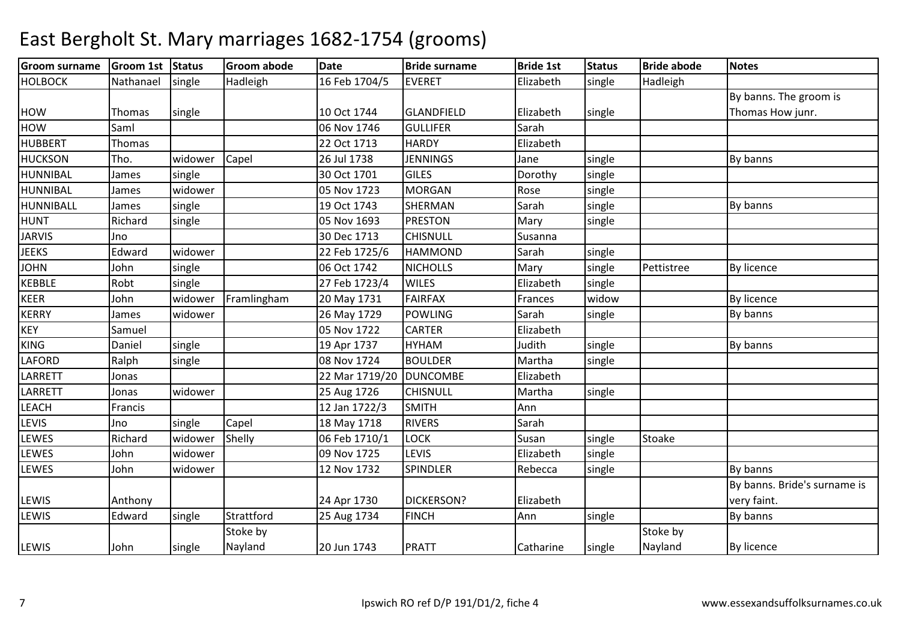# East Bergholt St. Mary marriages 1682-1754 (grooms)

| Groom surname | Groom 1st | Status | Groom abode | Date | Bride surname | Bride 1st | Status | Bride abode | Notes |
|---|---|---|---|---|---|---|---|---|---|
| HOLBOCK | Nathanael | single | Hadleigh | 16 Feb 1704/5 | EVERET | Elizabeth | single | Hadleigh | |
| HOW | Thomas | single | | 10 Oct 1744 | GLANDFIELD | Elizabeth | single | | By banns. The groom is Thomas How junr. |
| HOW | Saml | | | 06 Nov 1746 | GULLIFER | Sarah | | | |
| HUBBERT | Thomas | | | 22 Oct 1713 | HARDY | Elizabeth | | | |
| HUCKSON | Tho. | widower | Capel | 26 Jul 1738 | JENNINGS | Jane | single | | By banns |
| HUNNIBAL | James | single | | 30 Oct 1701 | GILES | Dorothy | single | | |
| HUNNIBAL | James | widower | | 05 Nov 1723 | MORGAN | Rose | single | | |
| HUNNIBALL | James | single | | 19 Oct 1743 | SHERMAN | Sarah | single | | By banns |
| HUNT | Richard | single | | 05 Nov 1693 | PRESTON | Mary | single | | |
| JARVIS | Jno | | | 30 Dec 1713 | CHISNULL | Susanna | | | |
| JEEKS | Edward | widower | | 22 Feb 1725/6 | HAMMOND | Sarah | single | | |
| JOHN | John | single | | 06 Oct 1742 | NICHOLLS | Mary | single | Pettistree | By licence |
| KEBBLE | Robt | single | | 27 Feb 1723/4 | WILES | Elizabeth | single | | |
| KEER | John | widower | Framlingham | 20 May 1731 | FAIRFAX | Frances | widow | | By licence |
| KERRY | James | widower | | 26 May 1729 | POWLING | Sarah | single | | By banns |
| KEY | Samuel | | | 05 Nov 1722 | CARTER | Elizabeth | | | |
| KING | Daniel | single | | 19 Apr 1737 | HYHAM | Judith | single | | By banns |
| LAFORD | Ralph | single | | 08 Nov 1724 | BOULDER | Martha | single | | |
| LARRETT | Jonas | | | 22 Mar 1719/20 | DUNCOMBE | Elizabeth | | | |
| LARRETT | Jonas | widower | | 25 Aug 1726 | CHISNULL | Martha | single | | |
| LEACH | Francis | | | 12 Jan 1722/3 | SMITH | Ann | | | |
| LEVIS | Jno | single | Capel | 18 May 1718 | RIVERS | Sarah | | | |
| LEWES | Richard | widower | Shelly | 06 Feb 1710/1 | LOCK | Susan | single | Stoake | |
| LEWES | John | widower | | 09 Nov 1725 | LEVIS | Elizabeth | single | | |
| LEWES | John | widower | | 12 Nov 1732 | SPINDLER | Rebecca | single | | By banns |
| LEWIS | Anthony | | | 24 Apr 1730 | DICKERSON? | Elizabeth | | | By banns. Bride's surname is very faint. |
| LEWIS | Edward | single | Strattford | 25 Aug 1734 | FINCH | Ann | single | | By banns |
| LEWIS | John | single | Stoke by Nayland | 20 Jun 1743 | PRATT | Catharine | single | Stoke by Nayland | By licence |

Ipswich RO ref D/P 191/D1/2, fiche 4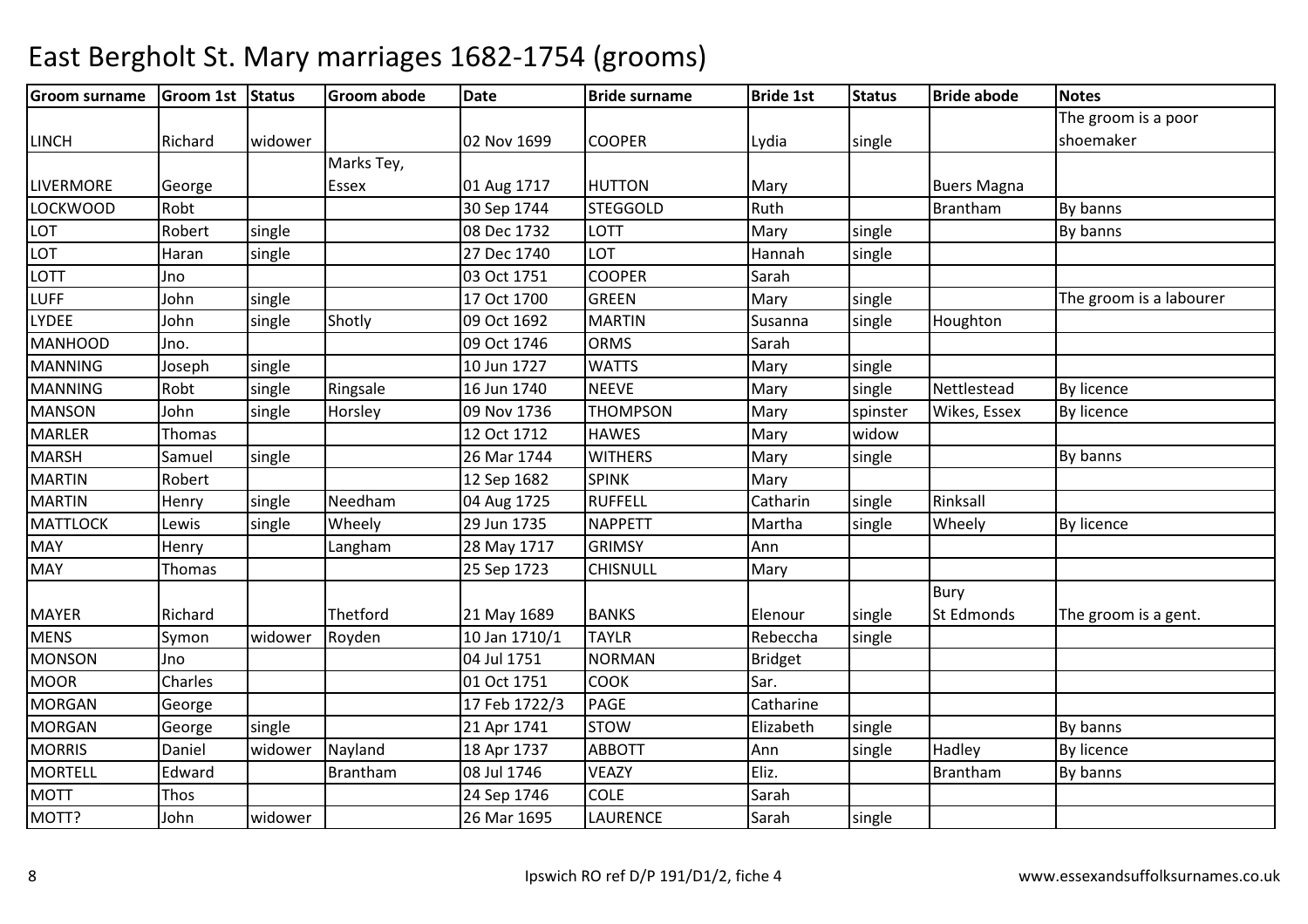# East Bergholt St. Mary marriages 1682-1754 (grooms)

| Groom surname | Groom 1st | Status | Groom abode | Date | Bride surname | Bride 1st | Status | Bride abode | Notes |
|---|---|---|---|---|---|---|---|---|---|
| LINCH | Richard | widower | | 02 Nov 1699 | COOPER | Lydia | single | | The groom is a poor shoemaker |
| LIVERMORE | George | | Marks Tey, Essex | 01 Aug 1717 | HUTTON | Mary | | Buers Magna | |
| LOCKWOOD | Robt | | | 30 Sep 1744 | STEGGOLD | Ruth | | Brantham | By banns |
| LOT | Robert | single | | 08 Dec 1732 | LOTT | Mary | single | | By banns |
| LOT | Haran | single | | 27 Dec 1740 | LOT | Hannah | single | | |
| LOTT | Jno | | | 03 Oct 1751 | COOPER | Sarah | | | |
| LUFF | John | single | | 17 Oct 1700 | GREEN | Mary | single | | The groom is a labourer |
| LYDEE | John | single | Shotly | 09 Oct 1692 | MARTIN | Susanna | single | Houghton | |
| MANHOOD | Jno. | | | 09 Oct 1746 | ORMS | Sarah | | | |
| MANNING | Joseph | single | | 10 Jun 1727 | WATTS | Mary | single | | |
| MANNING | Robt | single | Ringsale | 16 Jun 1740 | NEEVE | Mary | single | Nettlestead | By licence |
| MANSON | John | single | Horsley | 09 Nov 1736 | THOMPSON | Mary | spinster | Wikes, Essex | By licence |
| MARLER | Thomas | | | 12 Oct 1712 | HAWES | Mary | widow | | |
| MARSH | Samuel | single | | 26 Mar 1744 | WITHERS | Mary | single | | By banns |
| MARTIN | Robert | | | 12 Sep 1682 | SPINK | Mary | | | |
| MARTIN | Henry | single | Needham | 04 Aug 1725 | RUFFELL | Catharin | single | Rinksall | |
| MATTLOCK | Lewis | single | Wheely | 29 Jun 1735 | NAPPETT | Martha | single | Wheely | By licence |
| MAY | Henry | | Langham | 28 May 1717 | GRIMSY | Ann | | | |
| MAY | Thomas | | | 25 Sep 1723 | CHISNULL | Mary | | | |
| MAYER | Richard | | Thetford | 21 May 1689 | BANKS | Elenour | single | Bury St Edmonds | The groom is a gent. |
| MENS | Symon | widower | Royden | 10 Jan 1710/1 | TAYLR | Rebeccha | single | | |
| MONSON | Jno | | | 04 Jul 1751 | NORMAN | Bridget | | | |
| MOOR | Charles | | | 01 Oct 1751 | COOK | Sar. | | | |
| MORGAN | George | | | 17 Feb 1722/3 | PAGE | Catharine | | | |
| MORGAN | George | single | | 21 Apr 1741 | STOW | Elizabeth | single | | By banns |
| MORRIS | Daniel | widower | Nayland | 18 Apr 1737 | ABBOTT | Ann | single | Hadley | By licence |
| MORTELL | Edward | | Brantham | 08 Jul 1746 | VEAZY | Eliz. | | Brantham | By banns |
| MOTT | Thos | | | 24 Sep 1746 | COLE | Sarah | | | |
| MOTT? | John | widower | | 26 Mar 1695 | LAURENCE | Sarah | single | | |

Ipswich RO ref D/P 191/D1/2, fiche 4

www.essexandsuffolksurnames.co.uk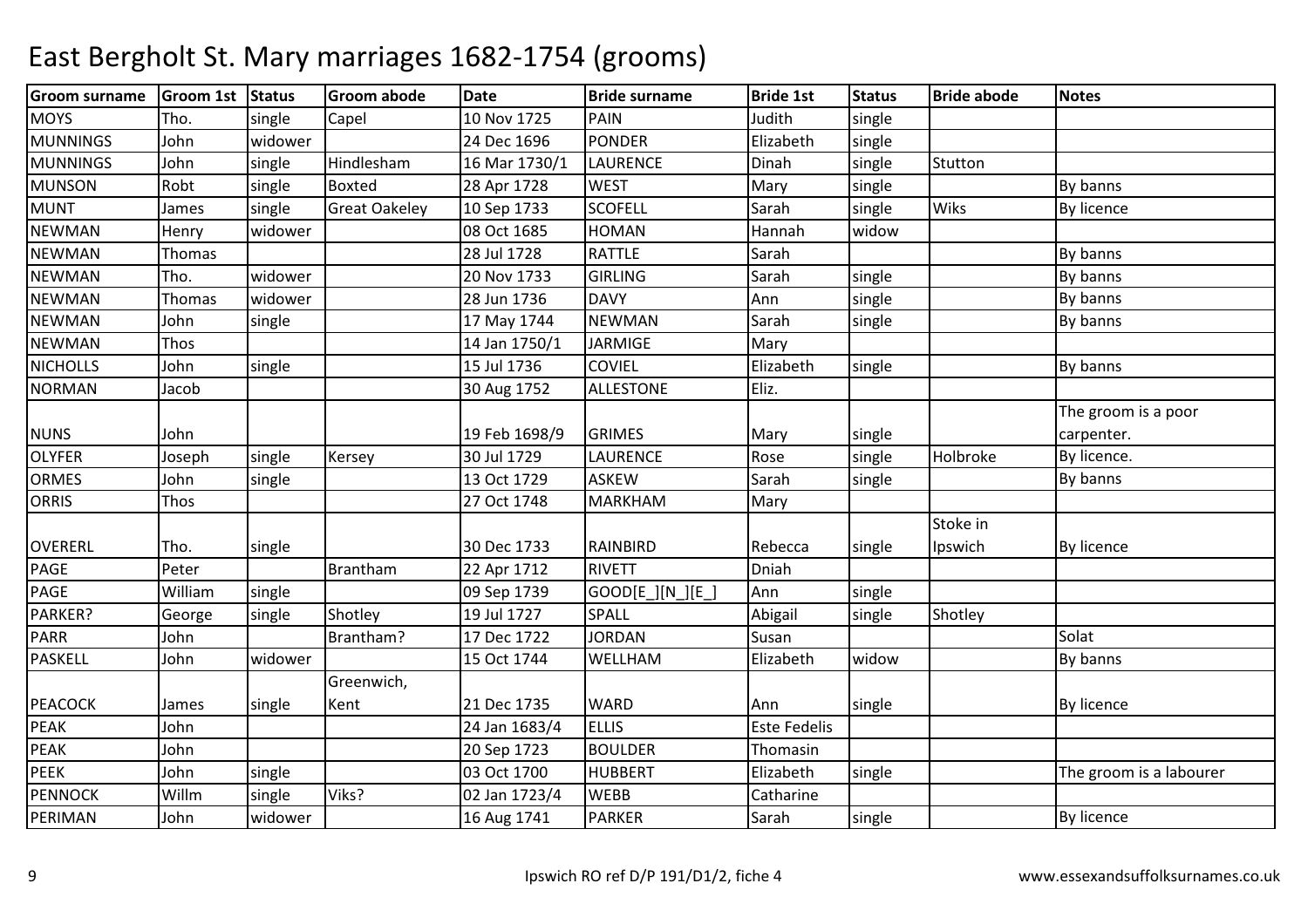# East Bergholt St. Mary marriages 1682-1754 (grooms)

| Groom surname | Groom 1st | Status | Groom abode | Date | Bride surname | Bride 1st | Status | Bride abode | Notes |
|---|---|---|---|---|---|---|---|---|---|
| MOYS | Tho. | single | Capel | 10 Nov 1725 | PAIN | Judith | single | | |
| MUNNINGS | John | widower | | 24 Dec 1696 | PONDER | Elizabeth | single | | |
| MUNNINGS | John | single | Hindlesham | 16 Mar 1730/1 | LAURENCE | Dinah | single | Stutton | |
| MUNSON | Robt | single | Boxted | 28 Apr 1728 | WEST | Mary | single | | By banns |
| MUNT | James | single | Great Oakeley | 10 Sep 1733 | SCOFELL | Sarah | single | Wiks | By licence |
| NEWMAN | Henry | widower | | 08 Oct 1685 | HOMAN | Hannah | widow | | |
| NEWMAN | Thomas | | | 28 Jul 1728 | RATTLE | Sarah | | | By banns |
| NEWMAN | Tho. | widower | | 20 Nov 1733 | GIRLING | Sarah | single | | By banns |
| NEWMAN | Thomas | widower | | 28 Jun 1736 | DAVY | Ann | single | | By banns |
| NEWMAN | John | single | | 17 May 1744 | NEWMAN | Sarah | single | | By banns |
| NEWMAN | Thos | | | 14 Jan 1750/1 | JARMIGE | Mary | | | |
| NICHOLLS | John | single | | 15 Jul 1736 | COVIEL | Elizabeth | single | | By banns |
| NORMAN | Jacob | | | 30 Aug 1752 | ALLESTONE | Eliz. | | | |
| NUNS | John | | | 19 Feb 1698/9 | GRIMES | Mary | single | | The groom is a poor carpenter. |
| OLYFER | Joseph | single | Kersey | 30 Jul 1729 | LAURENCE | Rose | single | Holbroke | By licence. |
| ORMES | John | single | | 13 Oct 1729 | ASKEW | Sarah | single | | By banns |
| ORRIS | Thos | | | 27 Oct 1748 | MARKHAM | Mary | | | |
| OVERERL | Tho. | single | | 30 Dec 1733 | RAINBIRD | Rebecca | single | Stoke in Ipswich | By licence |
| PAGE | Peter | | Brantham | 22 Apr 1712 | RIVETT | Dniah | | | |
| PAGE | William | single | | 09 Sep 1739 | GOOD[E_][N_][E_] | Ann | single | | |
| PARKER? | George | single | Shotley | 19 Jul 1727 | SPALL | Abigail | single | Shotley | |
| PARR | John | | Brantham? | 17 Dec 1722 | JORDAN | Susan | | | Solat |
| PASKELL | John | widower | | 15 Oct 1744 | WELLHAM | Elizabeth | widow | | By banns |
| PEACOCK | James | single | Greenwich, Kent | 21 Dec 1735 | WARD | Ann | single | | By licence |
| PEAK | John | | | 24 Jan 1683/4 | ELLIS | Este Fedelis | | | |
| PEAK | John | | | 20 Sep 1723 | BOULDER | Thomasin | | | |
| PEEK | John | single | | 03 Oct 1700 | HUBBERT | Elizabeth | single | | The groom is a labourer |
| PENNOCK | Willm | single | Viks? | 02 Jan 1723/4 | WEBB | Catharine | | | |
| PERIMAN | John | widower | | 16 Aug 1741 | PARKER | Sarah | single | | By licence |

Ipswich RO ref D/P 191/D1/2, fiche 4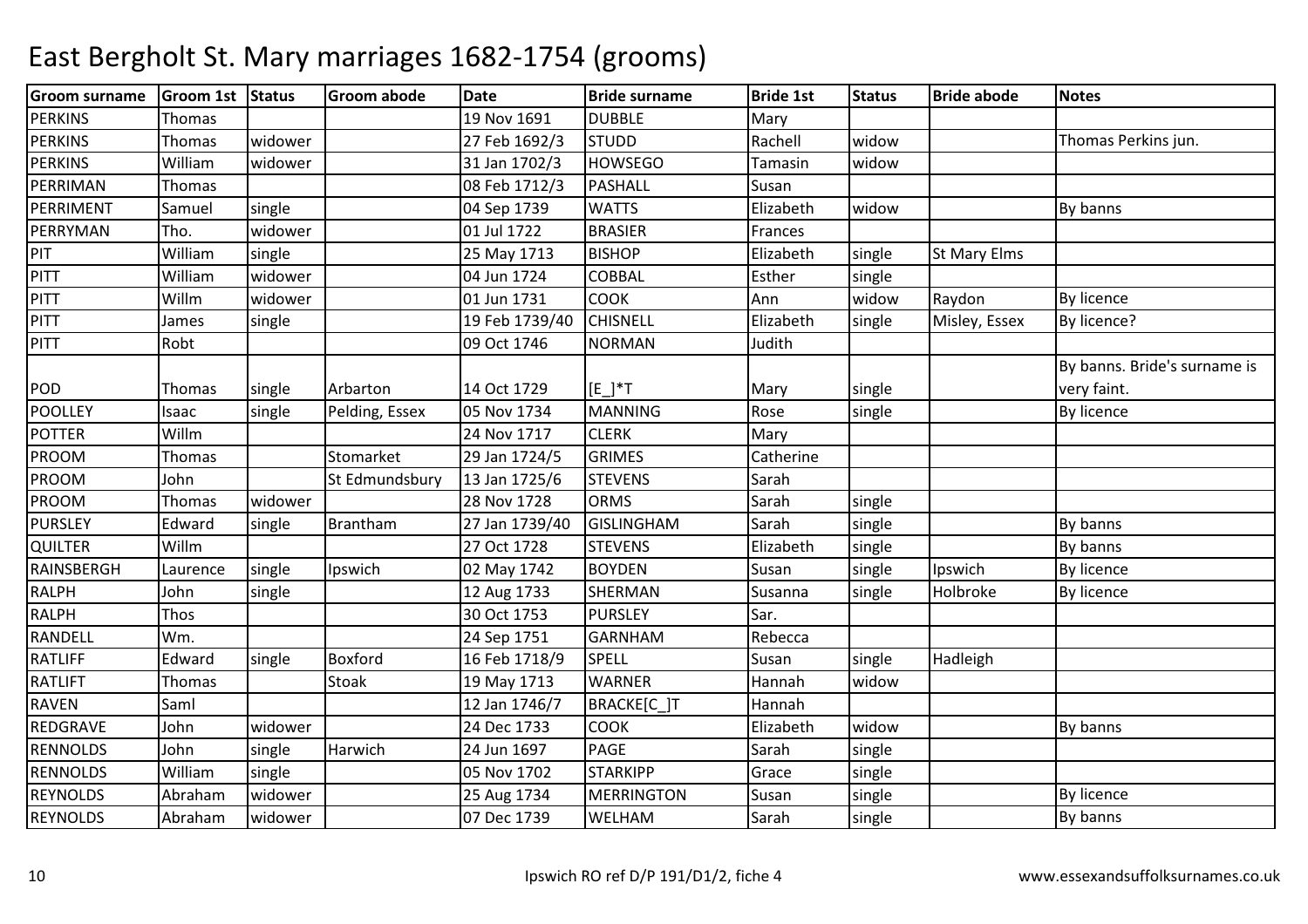# East Bergholt St. Mary marriages 1682-1754 (grooms)

| Groom surname | Groom 1st | Status | Groom abode | Date | Bride surname | Bride 1st | Status | Bride abode | Notes |
|---|---|---|---|---|---|---|---|---|---|
| PERKINS | Thomas | | | 19 Nov 1691 | DUBBLE | Mary | | | |
| PERKINS | Thomas | widower | | 27 Feb 1692/3 | STUDD | Rachell | widow | | Thomas Perkins jun. |
| PERKINS | William | widower | | 31 Jan 1702/3 | HOWSEGO | Tamasin | widow | | |
| PERRIMAN | Thomas | | | 08 Feb 1712/3 | PASHALL | Susan | | | |
| PERRIMENT | Samuel | single | | 04 Sep 1739 | WATTS | Elizabeth | widow | | By banns |
| PERRYMAN | Tho. | widower | | 01 Jul 1722 | BRASIER | Frances | | | |
| PIT | William | single | | 25 May 1713 | BISHOP | Elizabeth | single | St Mary Elms | |
| PITT | William | widower | | 04 Jun 1724 | COBBAL | Esther | single | | |
| PITT | Willm | widower | | 01 Jun 1731 | COOK | Ann | widow | Raydon | By licence |
| PITT | James | single | | 19 Feb 1739/40 | CHISNELL | Elizabeth | single | Misley, Essex | By licence? |
| PITT | Robt | | | 09 Oct 1746 | NORMAN | Judith | | | |
| POD | Thomas | single | Arbarton | 14 Oct 1729 | [E_]*T | Mary | single | | By banns. Bride's surname is very faint. |
| POOLLEY | Isaac | single | Pelding, Essex | 05 Nov 1734 | MANNING | Rose | single | | By licence |
| POTTER | Willm | | | 24 Nov 1717 | CLERK | Mary | | | |
| PROOM | Thomas | | Stomarket | 29 Jan 1724/5 | GRIMES | Catherine | | | |
| PROOM | John | | St Edmundsbury | 13 Jan 1725/6 | STEVENS | Sarah | | | |
| PROOM | Thomas | widower | | 28 Nov 1728 | ORMS | Sarah | single | | |
| PURSLEY | Edward | single | Brantham | 27 Jan 1739/40 | GISLINGHAM | Sarah | single | | By banns |
| QUILTER | Willm | | | 27 Oct 1728 | STEVENS | Elizabeth | single | | By banns |
| RAINSBERGH | Laurence | single | Ipswich | 02 May 1742 | BOYDEN | Susan | single | Ipswich | By licence |
| RALPH | John | single | | 12 Aug 1733 | SHERMAN | Susanna | single | Holbroke | By licence |
| RALPH | Thos | | | 30 Oct 1753 | PURSLEY | Sar. | | | |
| RANDELL | Wm. | | | 24 Sep 1751 | GARNHAM | Rebecca | | | |
| RATLIFF | Edward | single | Boxford | 16 Feb 1718/9 | SPELL | Susan | single | Hadleigh | |
| RATLIFT | Thomas | | Stoak | 19 May 1713 | WARNER | Hannah | widow | | |
| RAVEN | Saml | | | 12 Jan 1746/7 | BRACKE[C_]T | Hannah | | | |
| REDGRAVE | John | widower | | 24 Dec 1733 | COOK | Elizabeth | widow | | By banns |
| RENNOLDS | John | single | Harwich | 24 Jun 1697 | PAGE | Sarah | single | | |
| RENNOLDS | William | single | | 05 Nov 1702 | STARKIPP | Grace | single | | |
| REYNOLDS | Abraham | widower | | 25 Aug 1734 | MERRINGTON | Susan | single | | By licence |
| REYNOLDS | Abraham | widower | | 07 Dec 1739 | WELHAM | Sarah | single | | By banns |

Ipswich RO ref D/P 191/D1/2, fiche 4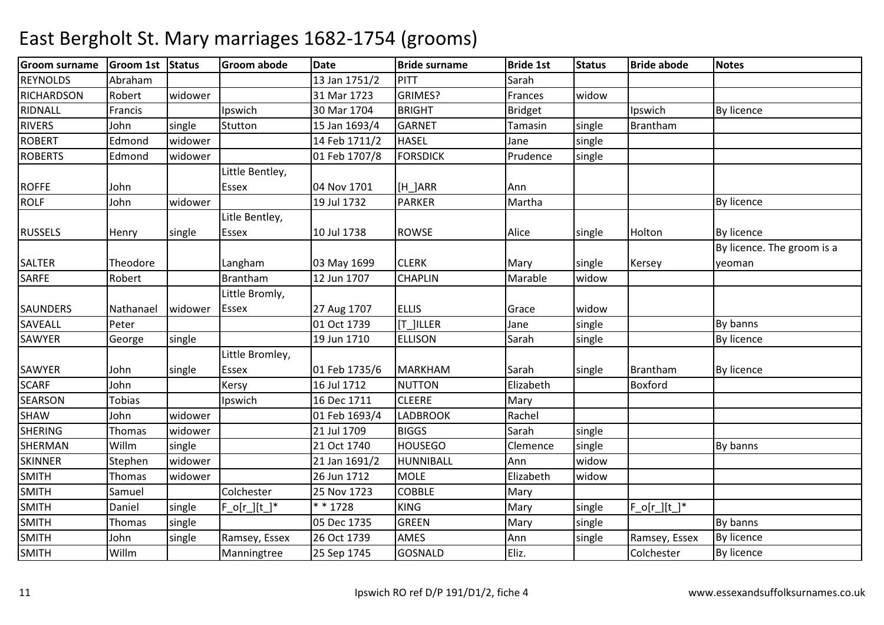# East Bergholt St. Mary marriages 1682-1754 (grooms)

| Groom surname | Groom 1st | Status | Groom abode | Date | Bride surname | Bride 1st | Status | Bride abode | Notes |
|---|---|---|---|---|---|---|---|---|---|
| REYNOLDS | Abraham | | | 13 Jan 1751/2 | PITT | Sarah | | | |
| RICHARDSON | Robert | widower | | 31 Mar 1723 | GRIMES? | Frances | widow | | |
| RIDNALL | Francis | | Ipswich | 30 Mar 1704 | BRIGHT | Bridget | | Ipswich | By licence |
| RIVERS | John | single | Stutton | 15 Jan 1693/4 | GARNET | Tamasin | single | Brantham | |
| ROBERT | Edmond | widower | | 14 Feb 1711/2 | HASEL | Jane | single | | |
| ROBERTS | Edmond | widower | | 01 Feb 1707/8 | FORSDICK | Prudence | single | | |
| ROFFE | John | | Little Bentley, Essex | 04 Nov 1701 | [H_]ARR | Ann | | | |
| ROLF | John | widower | | 19 Jul 1732 | PARKER | Martha | | | By licence |
| RUSSELS | Henry | single | Litle Bentley, Essex | 10 Jul 1738 | ROWSE | Alice | single | Holton | By licence |
| SALTER | Theodore | | Langham | 03 May 1699 | CLERK | Mary | single | Kersey | By licence. The groom is a yeoman |
| SARFE | Robert | | Brantham | 12 Jun 1707 | CHAPLIN | Marable | widow | | |
| SAUNDERS | Nathanael | widower | Little Bromly, Essex | 27 Aug 1707 | ELLIS | Grace | widow | | |
| SAVEALL | Peter | | | 01 Oct 1739 | [T_]ILLER | Jane | single | | By banns |
| SAWYER | George | single | | 19 Jun 1710 | ELLISON | Sarah | single | | By licence |
| SAWYER | John | single | Little Bromley, Essex | 01 Feb 1735/6 | MARKHAM | Sarah | single | Brantham | By licence |
| SCARF | John | | Kersy | 16 Jul 1712 | NUTTON | Elizabeth | | Boxford | |
| SEARSON | Tobias | | Ipswich | 16 Dec 1711 | CLEERE | Mary | | | |
| SHAW | John | widower | | 01 Feb 1693/4 | LADBROOK | Rachel | | | |
| SHERING | Thomas | widower | | 21 Jul 1709 | BIGGS | Sarah | single | | |
| SHERMAN | Willm | single | | 21 Oct 1740 | HOUSEGO | Clemence | single | | By banns |
| SKINNER | Stephen | widower | | 21 Jan 1691/2 | HUNNIBALL | Ann | widow | | |
| SMITH | Thomas | widower | | 26 Jun 1712 | MOLE | Elizabeth | widow | | |
| SMITH | Samuel | | Colchester | 25 Nov 1723 | COBBLE | Mary | | | |
| SMITH | Daniel | single | F_o[r_][t_]* | * * 1728 | KING | Mary | single | F_o[r_][t_]* | |
| SMITH | Thomas | single | | 05 Dec 1735 | GREEN | Mary | single | | By banns |
| SMITH | John | single | Ramsey, Essex | 26 Oct 1739 | AMES | Ann | single | Ramsey, Essex | By licence |
| SMITH | Willm | | Manningtree | 25 Sep 1745 | GOSNALD | Eliz. | | Colchester | By licence |

Ipswich RO ref D/P 191/D1/2, fiche 4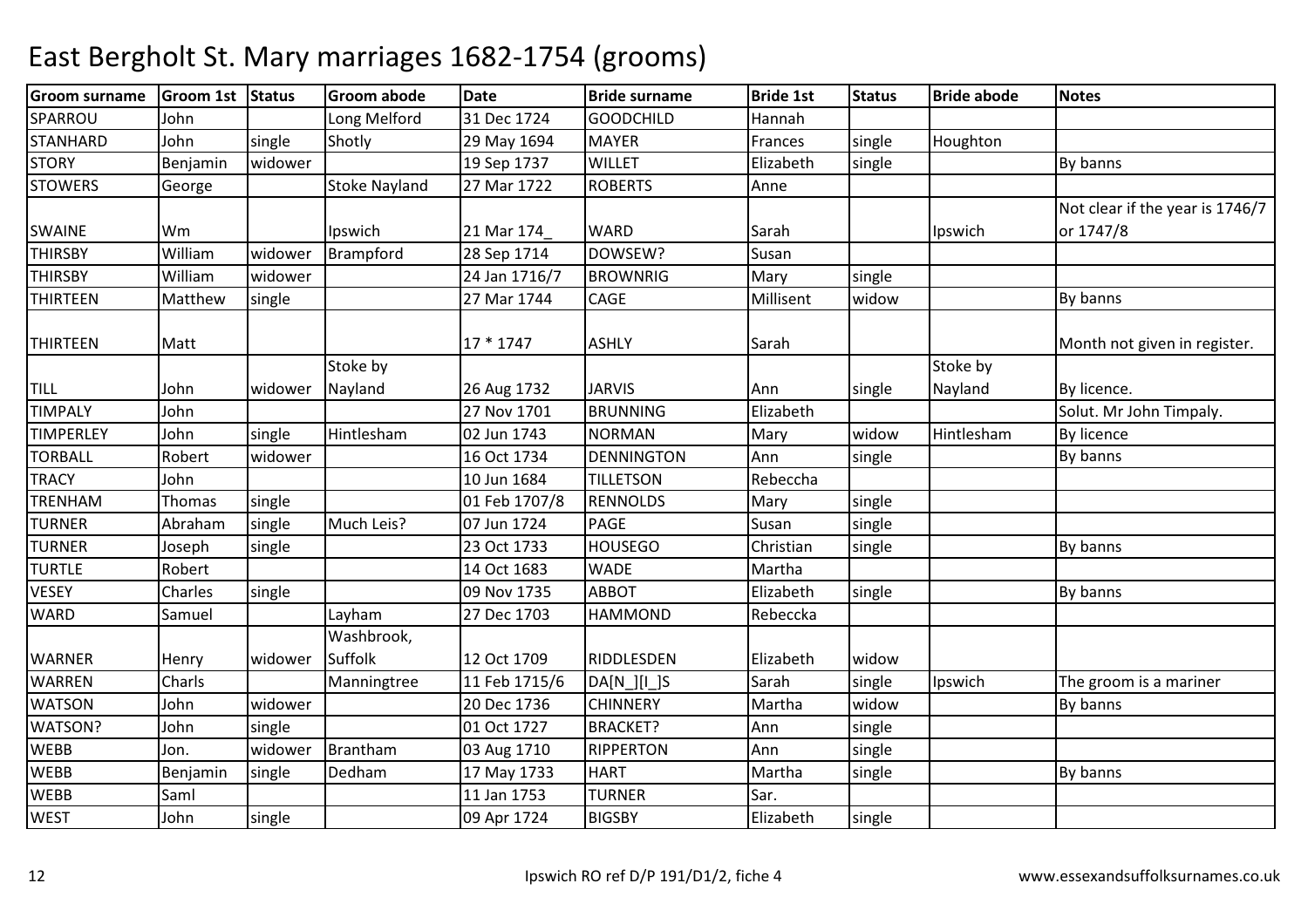# East Bergholt St. Mary marriages 1682-1754 (grooms)

| Groom surname | Groom 1st | Status | Groom abode | Date | Bride surname | Bride 1st | Status | Bride abode | Notes |
|---|---|---|---|---|---|---|---|---|---|
| SPARROU | John | | Long Melford | 31 Dec 1724 | GOODCHILD | Hannah | | | |
| STANHARD | John | single | Shotly | 29 May 1694 | MAYER | Frances | single | Houghton | |
| STORY | Benjamin | widower | | 19 Sep 1737 | WILLET | Elizabeth | single | | By banns |
| STOWERS | George | | Stoke Nayland | 27 Mar 1722 | ROBERTS | Anne | | | |
| SWAINE | Wm | | Ipswich | 21 Mar 174_ | WARD | Sarah | | Ipswich | Not clear if the year is 1746/7 or 1747/8 |
| THIRSBY | William | widower | Brampford | 28 Sep 1714 | DOWSEW? | Susan | | | |
| THIRSBY | William | widower | | 24 Jan 1716/7 | BROWNRIG | Mary | single | | |
| THIRTEEN | Matthew | single | | 27 Mar 1744 | CAGE | Millisent | widow | | By banns |
| THIRTEEN | Matt | | | 17 * 1747 | ASHLY | Sarah | | | Month not given in register. |
| TILL | John | widower | Stoke by Nayland | 26 Aug 1732 | JARVIS | Ann | single | Stoke by Nayland | By licence. |
| TIMPALY | John | | | 27 Nov 1701 | BRUNNING | Elizabeth | | | Solut. Mr John Timpaly. |
| TIMPERLEY | John | single | Hintlesham | 02 Jun 1743 | NORMAN | Mary | widow | Hintlesham | By licence |
| TORBALL | Robert | widower | | 16 Oct 1734 | DENNINGTON | Ann | single | | By banns |
| TRACY | John | | | 10 Jun 1684 | TILLETSON | Rebeccha | | | |
| TRENHAM | Thomas | single | | 01 Feb 1707/8 | RENNOLDS | Mary | single | | |
| TURNER | Abraham | single | Much Leis? | 07 Jun 1724 | PAGE | Susan | single | | |
| TURNER | Joseph | single | | 23 Oct 1733 | HOUSEGO | Christian | single | | By banns |
| TURTLE | Robert | | | 14 Oct 1683 | WADE | Martha | | | |
| VESEY | Charles | single | | 09 Nov 1735 | ABBOT | Elizabeth | single | | By banns |
| WARD | Samuel | | Layham | 27 Dec 1703 | HAMMOND | Rebeccka | | | |
| WARNER | Henry | widower | Washbrook, Suffolk | 12 Oct 1709 | RIDDLESDEN | Elizabeth | widow | | |
| WARREN | Charls | | Manningtree | 11 Feb 1715/6 | DA[N_][I_]S | Sarah | single | Ipswich | The groom is a mariner |
| WATSON | John | widower | | 20 Dec 1736 | CHINNERY | Martha | widow | | By banns |
| WATSON? | John | single | | 01 Oct 1727 | BRACKET? | Ann | single | | |
| WEBB | Jon. | widower | Brantham | 03 Aug 1710 | RIPPERTON | Ann | single | | |
| WEBB | Benjamin | single | Dedham | 17 May 1733 | HART | Martha | single | | By banns |
| WEBB | Saml | | | 11 Jan 1753 | TURNER | Sar. | | | |
| WEST | John | single | | 09 Apr 1724 | BIGSBY | Elizabeth | single | | |

Ipswich RO ref D/P 191/D1/2, fiche 4

www.essexandsuffolksurnames.co.uk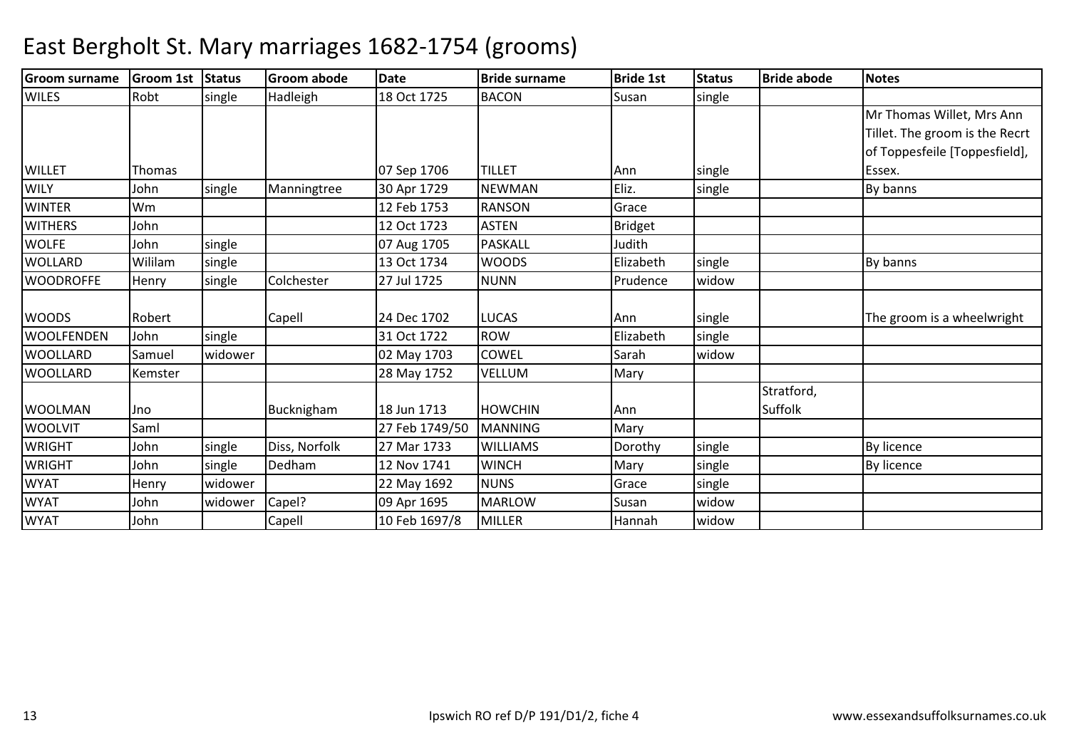# East Bergholt St. Mary marriages 1682-1754 (grooms)

| Groom surname | Groom 1st | Status | Groom abode | Date | Bride surname | Bride 1st | Status | Bride abode | Notes |
|---|---|---|---|---|---|---|---|---|---|
| WILES | Robt | single | Hadleigh | 18 Oct 1725 | BACON | Susan | single | | |
| WILLET | Thomas | | | 07 Sep 1706 | TILLET | Ann | single | | Mr Thomas Willet, Mrs Ann Tillet. The groom is the Recrt of Toppesfeile [Toppesfield], Essex. |
| WILY | John | single | Manningtree | 30 Apr 1729 | NEWMAN | Eliz. | single | | By banns |
| WINTER | Wm | | | 12 Feb 1753 | RANSON | Grace | | | |
| WITHERS | John | | | 12 Oct 1723 | ASTEN | Bridget | | | |
| WOLFE | John | single | | 07 Aug 1705 | PASKALL | Judith | | | |
| WOLLARD | Wililam | single | | 13 Oct 1734 | WOODS | Elizabeth | single | | By banns |
| WOODROFFE | Henry | single | Colchester | 27 Jul 1725 | NUNN | Prudence | widow | | |
| WOODS | Robert | | Capell | 24 Dec 1702 | LUCAS | Ann | single | | The groom is a wheelwright |
| WOOLFENDEN | John | single | | 31 Oct 1722 | ROW | Elizabeth | single | | |
| WOOLLARD | Samuel | widower | | 02 May 1703 | COWEL | Sarah | widow | | |
| WOOLLARD | Kemster | | | 28 May 1752 | VELLUM | Mary | | | |
| WOOLMAN | Jno | | Bucknigham | 18 Jun 1713 | HOWCHIN | Ann | | Stratford, Suffolk | |
| WOOLVIT | Saml | | | 27 Feb 1749/50 | MANNING | Mary | | | |
| WRIGHT | John | single | Diss, Norfolk | 27 Mar 1733 | WILLIAMS | Dorothy | single | | By licence |
| WRIGHT | John | single | Dedham | 12 Nov 1741 | WINCH | Mary | single | | By licence |
| WYAT | Henry | widower | | 22 May 1692 | NUNS | Grace | single | | |
| WYAT | John | widower | Capel? | 09 Apr 1695 | MARLOW | Susan | widow | | |
| WYAT | John | | Capell | 10 Feb 1697/8 | MILLER | Hannah | widow | | |

Ipswich RO ref D/P 191/D1/2, fiche 4

www.essexandsuffolksurnames.co.uk